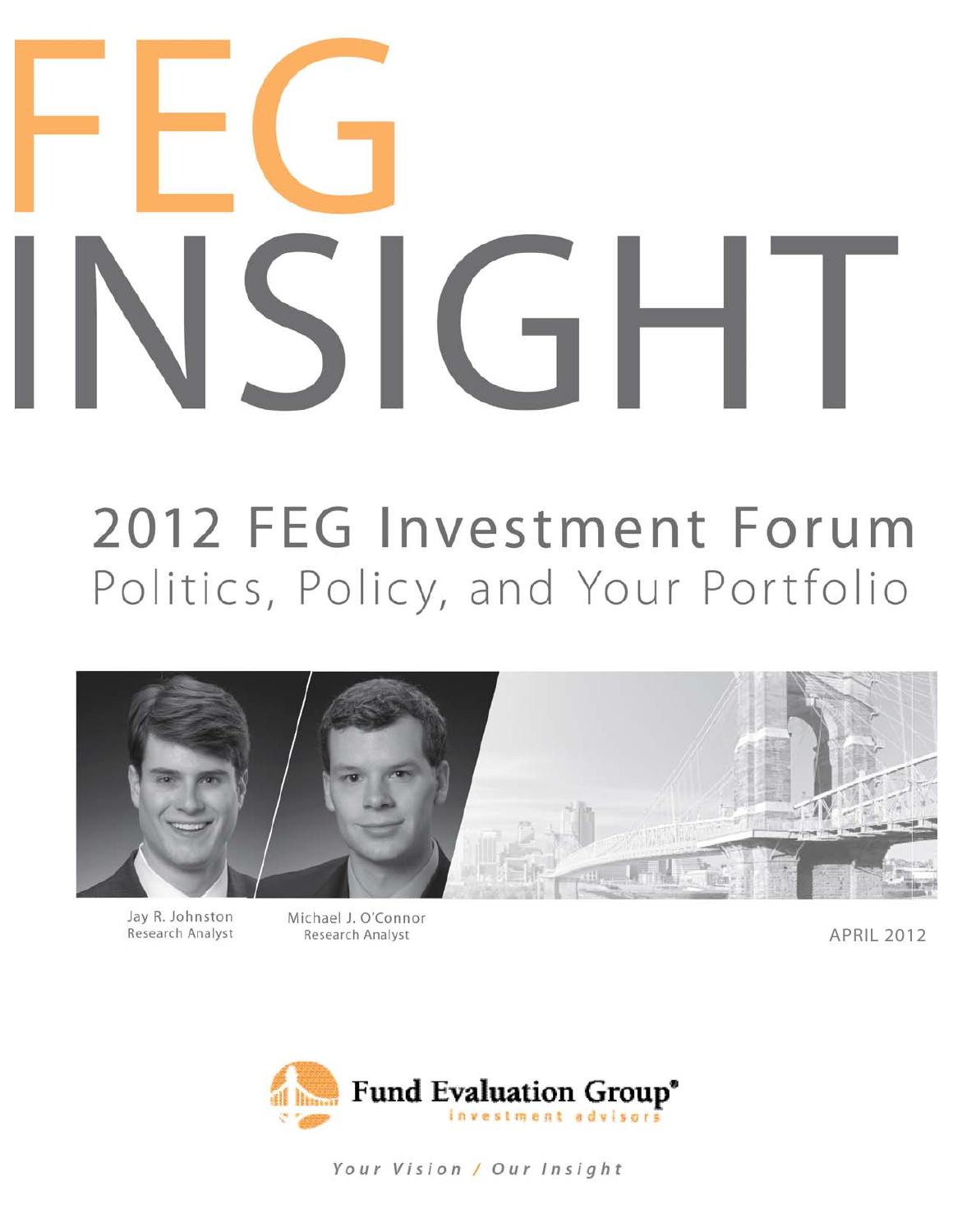# FEG INSIGHT

## 2012 FEG Investment Forum
### Politics, Policy, and Your Portfolio

Jay R. Johnston
Research Analyst

Michael J. O'Connor
Research Analyst

APRIL 2012

Fund Evaluation Group®
investment advisors

*Your Vision / Our Insight*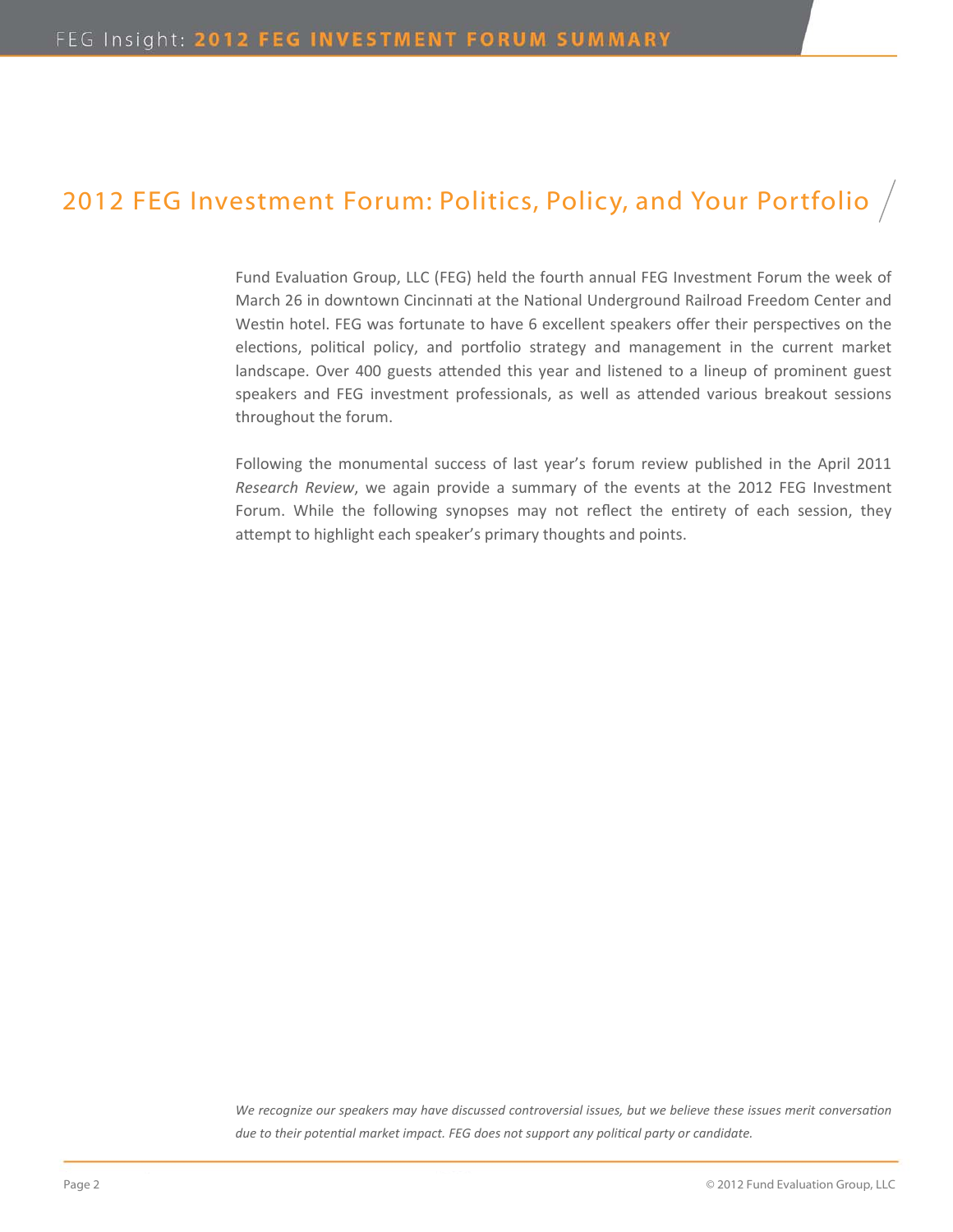# 2012 FEG Investment Forum: Politics, Policy, and Your Portfolio

Fund Evaluation Group, LLC (FEG) held the fourth annual FEG Investment Forum the week of March 26 in downtown Cincinnati at the National Underground Railroad Freedom Center and Westin hotel. FEG was fortunate to have 6 excellent speakers offer their perspectives on the elections, political policy, and portfolio strategy and management in the current market landscape. Over 400 guests attended this year and listened to a lineup of prominent guest speakers and FEG investment professionals, as well as attended various breakout sessions throughout the forum.

Following the monumental success of last year's forum review published in the April 2011 *Research Review*, we again provide a summary of the events at the 2012 FEG Investment Forum. While the following synopses may not reflect the entirety of each session, they attempt to highlight each speaker's primary thoughts and points.

*We recognize our speakers may have discussed controversial issues, but we believe these issues merit conversation due to their potential market impact. FEG does not support any political party or candidate.*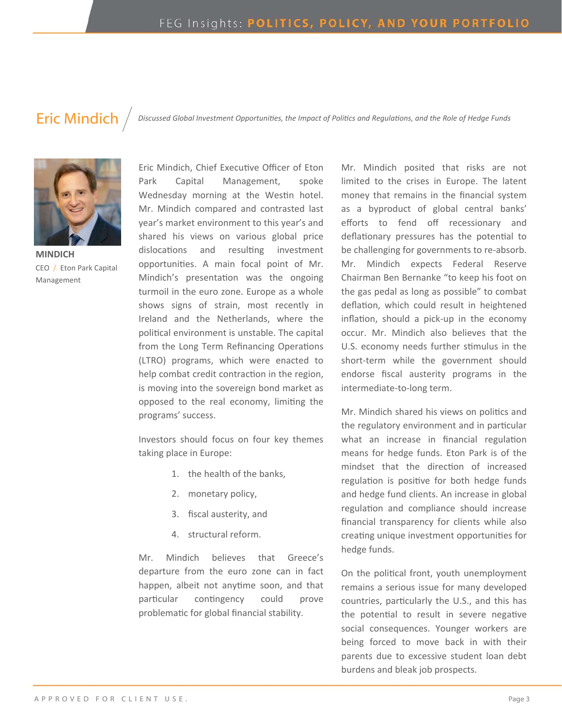## Eric Mindich

*Discussed Global Investment Opportunities, the Impact of Politics and Regulations, and the Role of Hedge Funds*

**MINDICH**
CEO / Eton Park Capital Management

Eric Mindich, Chief Executive Officer of Eton Park Capital Management, spoke Wednesday morning at the Westin hotel. Mr. Mindich compared and contrasted last year's market environment to this year's and shared his views on various global price dislocations and resulting investment opportunities. A main focal point of Mr. Mindich's presentation was the ongoing turmoil in the euro zone. Europe as a whole shows signs of strain, most recently in Ireland and the Netherlands, where the political environment is unstable. The capital from the Long Term Refinancing Operations (LTRO) programs, which were enacted to help combat credit contraction in the region, is moving into the sovereign bond market as opposed to the real economy, limiting the programs' success.

Investors should focus on four key themes taking place in Europe:

1. the health of the banks,
2. monetary policy,
3. fiscal austerity, and
4. structural reform.

Mr. Mindich believes that Greece's departure from the euro zone can in fact happen, albeit not anytime soon, and that particular contingency could prove problematic for global financial stability.

Mr. Mindich posited that risks are not limited to the crises in Europe. The latent money that remains in the financial system as a byproduct of global central banks' efforts to fend off recessionary and deflationary pressures has the potential to be challenging for governments to re-absorb. Mr. Mindich expects Federal Reserve Chairman Ben Bernanke "to keep his foot on the gas pedal as long as possible" to combat deflation, which could result in heightened inflation, should a pick-up in the economy occur. Mr. Mindich also believes that the U.S. economy needs further stimulus in the short-term while the government should endorse fiscal austerity programs in the intermediate-to-long term.

Mr. Mindich shared his views on politics and the regulatory environment and in particular what an increase in financial regulation means for hedge funds. Eton Park is of the mindset that the direction of increased regulation is positive for both hedge funds and hedge fund clients. An increase in global regulation and compliance should increase financial transparency for clients while also creating unique investment opportunities for hedge funds.

On the political front, youth unemployment remains a serious issue for many developed countries, particularly the U.S., and this has the potential to result in severe negative social consequences. Younger workers are being forced to move back in with their parents due to excessive student loan debt burdens and bleak job prospects.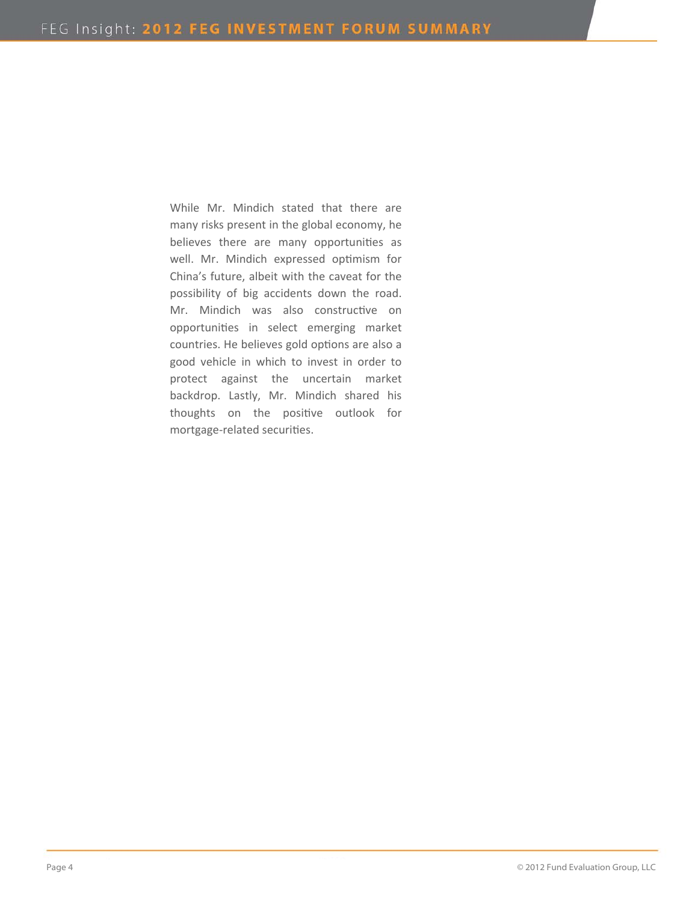While Mr. Mindich stated that there are many risks present in the global economy, he believes there are many opportunities as well. Mr. Mindich expressed optimism for China's future, albeit with the caveat for the possibility of big accidents down the road. Mr. Mindich was also constructive on opportunities in select emerging market countries. He believes gold options are also a good vehicle in which to invest in order to protect against the uncertain market backdrop. Lastly, Mr. Mindich shared his thoughts on the positive outlook for mortgage-related securities.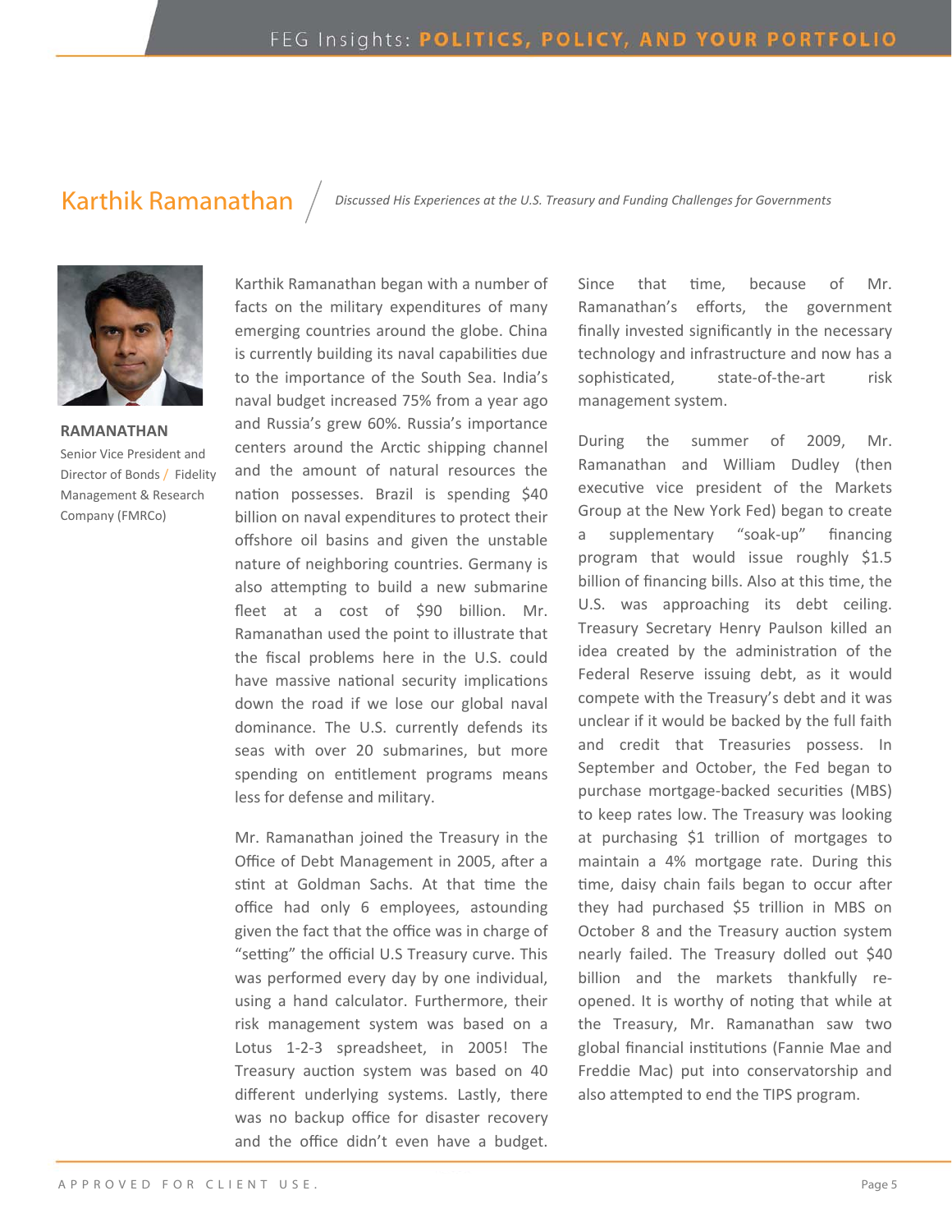## Karthik Ramanathan

*Discussed His Experiences at the U.S. Treasury and Funding Challenges for Governments*

**RAMANATHAN**
Senior Vice President and Director of Bonds / Fidelity Management & Research Company (FMRCo)

Karthik Ramanathan began with a number of facts on the military expenditures of many emerging countries around the globe. China is currently building its naval capabilities due to the importance of the South Sea. India's naval budget increased 75% from a year ago and Russia's grew 60%. Russia's importance centers around the Arctic shipping channel and the amount of natural resources the nation possesses. Brazil is spending $40 billion on naval expenditures to protect their offshore oil basins and given the unstable nature of neighboring countries. Germany is also attempting to build a new submarine fleet at a cost of $90 billion. Mr. Ramanathan used the point to illustrate that the fiscal problems here in the U.S. could have massive national security implications down the road if we lose our global naval dominance. The U.S. currently defends its seas with over 20 submarines, but more spending on entitlement programs means less for defense and military.

Mr. Ramanathan joined the Treasury in the Office of Debt Management in 2005, after a stint at Goldman Sachs. At that time the office had only 6 employees, astounding given the fact that the office was in charge of "setting" the official U.S Treasury curve. This was performed every day by one individual, using a hand calculator. Furthermore, their risk management system was based on a Lotus 1-2-3 spreadsheet, in 2005! The Treasury auction system was based on 40 different underlying systems. Lastly, there was no backup office for disaster recovery and the office didn't even have a budget. Since that time, because of Mr. Ramanathan's efforts, the government finally invested significantly in the necessary technology and infrastructure and now has a sophisticated, state-of-the-art risk management system.

During the summer of 2009, Mr. Ramanathan and William Dudley (then executive vice president of the Markets Group at the New York Fed) began to create a supplementary "soak-up" financing program that would issue roughly $1.5 billion of financing bills. Also at this time, the U.S. was approaching its debt ceiling. Treasury Secretary Henry Paulson killed an idea created by the administration of the Federal Reserve issuing debt, as it would compete with the Treasury's debt and it was unclear if it would be backed by the full faith and credit that Treasuries possess. In September and October, the Fed began to purchase mortgage-backed securities (MBS) to keep rates low. The Treasury was looking at purchasing $1 trillion of mortgages to maintain a 4% mortgage rate. During this time, daisy chain fails began to occur after they had purchased $5 trillion in MBS on October 8 and the Treasury auction system nearly failed. The Treasury dolled out $40 billion and the markets thankfully re-opened. It is worthy of noting that while at the Treasury, Mr. Ramanathan saw two global financial institutions (Fannie Mae and Freddie Mac) put into conservatorship and also attempted to end the TIPS program.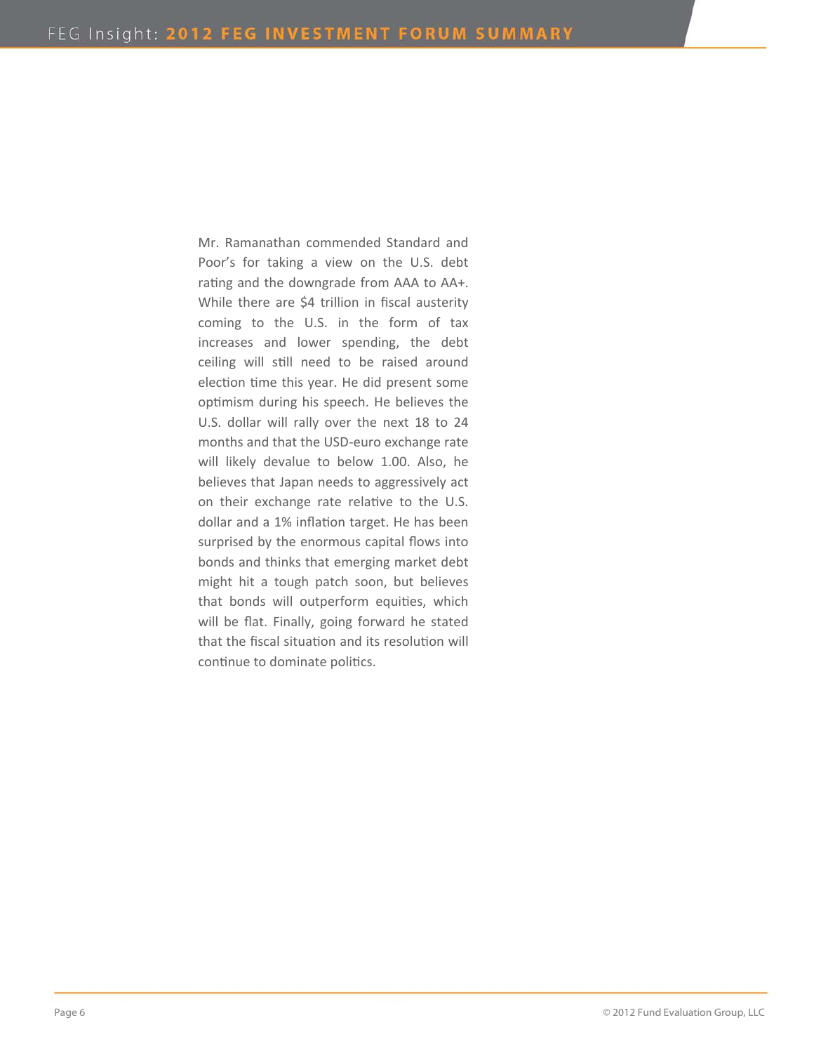Mr. Ramanathan commended Standard and Poor's for taking a view on the U.S. debt rating and the downgrade from AAA to AA+. While there are $4 trillion in fiscal austerity coming to the U.S. in the form of tax increases and lower spending, the debt ceiling will still need to be raised around election time this year. He did present some optimism during his speech. He believes the U.S. dollar will rally over the next 18 to 24 months and that the USD-euro exchange rate will likely devalue to below 1.00. Also, he believes that Japan needs to aggressively act on their exchange rate relative to the U.S. dollar and a 1% inflation target. He has been surprised by the enormous capital flows into bonds and thinks that emerging market debt might hit a tough patch soon, but believes that bonds will outperform equities, which will be flat. Finally, going forward he stated that the fiscal situation and its resolution will continue to dominate politics.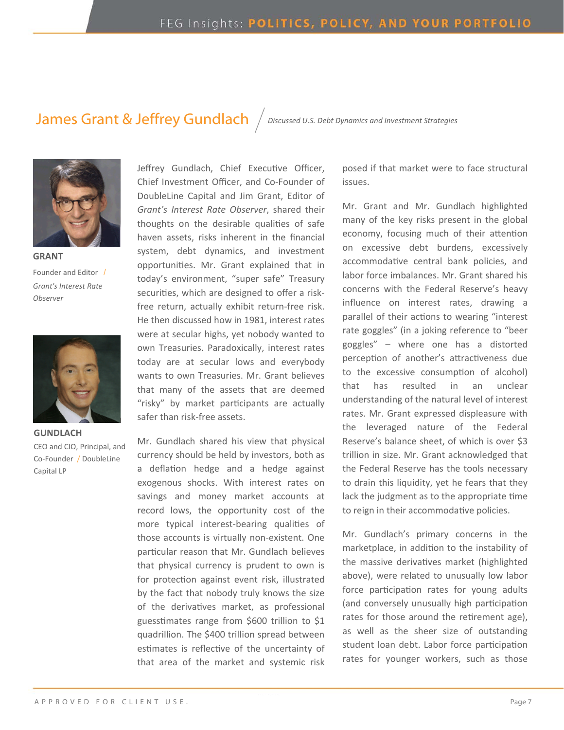## James Grant & Jeffrey Gundlach

*Discussed U.S. Debt Dynamics and Investment Strategies*

**GRANT**

Founder and Editor / *Grant's Interest Rate Observer*

**GUNDLACH**

CEO and CIO, Principal, and Co-Founder / DoubleLine Capital LP

Jeffrey Gundlach, Chief Executive Officer, Chief Investment Officer, and Co-Founder of DoubleLine Capital and Jim Grant, Editor of *Grant's Interest Rate Observer*, shared their thoughts on the desirable qualities of safe haven assets, risks inherent in the financial system, debt dynamics, and investment opportunities. Mr. Grant explained that in today's environment, "super safe" Treasury securities, which are designed to offer a risk-free return, actually exhibit return-free risk. He then discussed how in 1981, interest rates were at secular highs, yet nobody wanted to own Treasuries. Paradoxically, interest rates today are at secular lows and everybody wants to own Treasuries. Mr. Grant believes that many of the assets that are deemed "risky" by market participants are actually safer than risk-free assets.

Mr. Gundlach shared his view that physical currency should be held by investors, both as a deflation hedge and a hedge against exogenous shocks. With interest rates on savings and money market accounts at record lows, the opportunity cost of the more typical interest-bearing qualities of those accounts is virtually non-existent. One particular reason that Mr. Gundlach believes that physical currency is prudent to own is for protection against event risk, illustrated by the fact that nobody truly knows the size of the derivatives market, as professional guesstimates range from $600 trillion to $1 quadrillion. The $400 trillion spread between estimates is reflective of the uncertainty of that area of the market and systemic risk posed if that market were to face structural issues.

Mr. Grant and Mr. Gundlach highlighted many of the key risks present in the global economy, focusing much of their attention on excessive debt burdens, excessively accommodative central bank policies, and labor force imbalances. Mr. Grant shared his concerns with the Federal Reserve's heavy influence on interest rates, drawing a parallel of their actions to wearing "interest rate goggles" (in a joking reference to "beer goggles" – where one has a distorted perception of another's attractiveness due to the excessive consumption of alcohol) that has resulted in an unclear understanding of the natural level of interest rates. Mr. Grant expressed displeasure with the leveraged nature of the Federal Reserve's balance sheet, of which is over $3 trillion in size. Mr. Grant acknowledged that the Federal Reserve has the tools necessary to drain this liquidity, yet he fears that they lack the judgment as to the appropriate time to reign in their accommodative policies.

Mr. Gundlach's primary concerns in the marketplace, in addition to the instability of the massive derivatives market (highlighted above), were related to unusually low labor force participation rates for young adults (and conversely unusually high participation rates for those around the retirement age), as well as the sheer size of outstanding student loan debt. Labor force participation rates for younger workers, such as those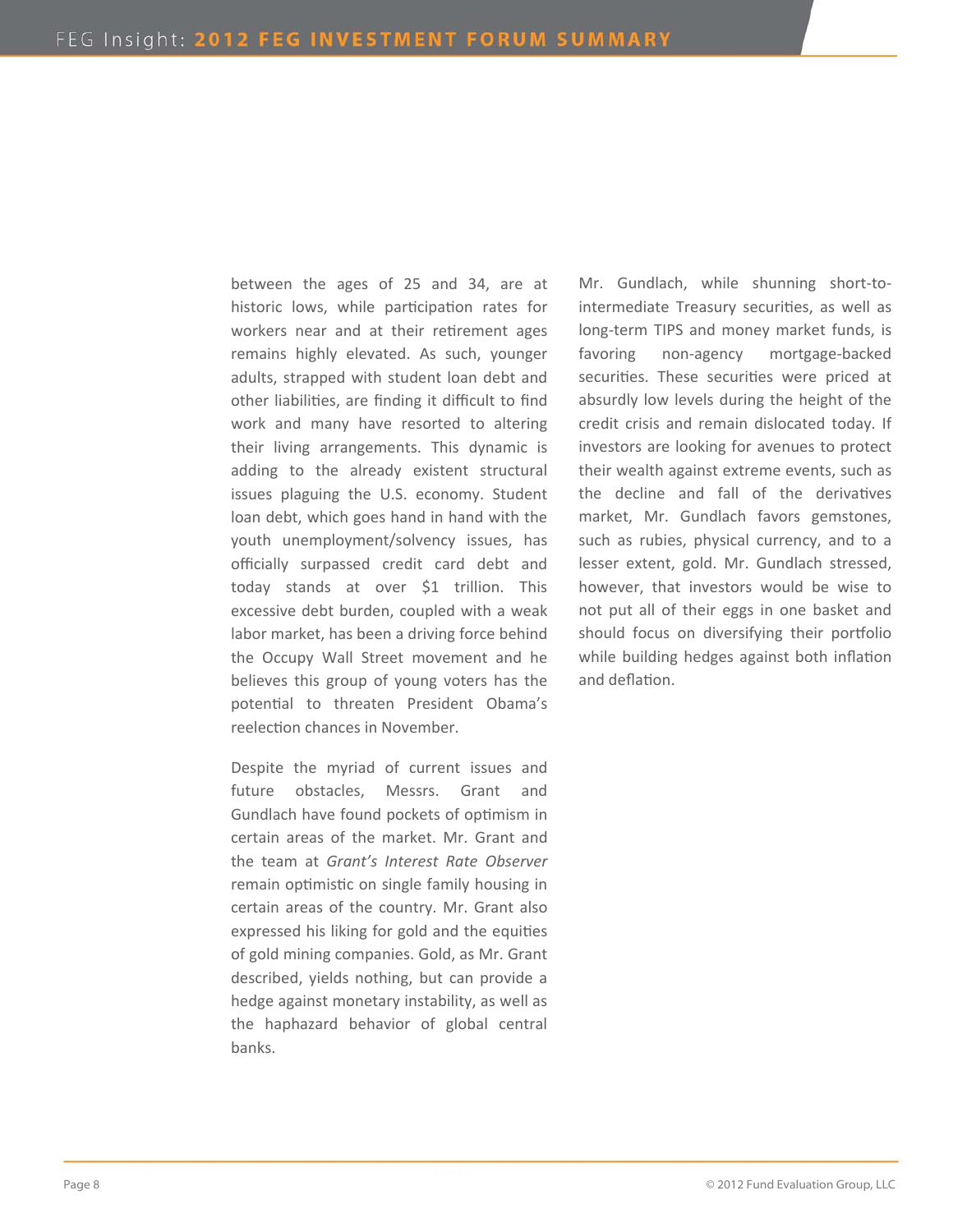between the ages of 25 and 34, are at historic lows, while participation rates for workers near and at their retirement ages remains highly elevated. As such, younger adults, strapped with student loan debt and other liabilities, are finding it difficult to find work and many have resorted to altering their living arrangements. This dynamic is adding to the already existent structural issues plaguing the U.S. economy. Student loan debt, which goes hand in hand with the youth unemployment/solvency issues, has officially surpassed credit card debt and today stands at over $1 trillion. This excessive debt burden, coupled with a weak labor market, has been a driving force behind the Occupy Wall Street movement and he believes this group of young voters has the potential to threaten President Obama's reelection chances in November.

Despite the myriad of current issues and future obstacles, Messrs. Grant and Gundlach have found pockets of optimism in certain areas of the market. Mr. Grant and the team at *Grant's Interest Rate Observer* remain optimistic on single family housing in certain areas of the country. Mr. Grant also expressed his liking for gold and the equities of gold mining companies. Gold, as Mr. Grant described, yields nothing, but can provide a hedge against monetary instability, as well as the haphazard behavior of global central banks.

Mr. Gundlach, while shunning short-to-intermediate Treasury securities, as well as long-term TIPS and money market funds, is favoring non-agency mortgage-backed securities. These securities were priced at absurdly low levels during the height of the credit crisis and remain dislocated today. If investors are looking for avenues to protect their wealth against extreme events, such as the decline and fall of the derivatives market, Mr. Gundlach favors gemstones, such as rubies, physical currency, and to a lesser extent, gold. Mr. Gundlach stressed, however, that investors would be wise to not put all of their eggs in one basket and should focus on diversifying their portfolio while building hedges against both inflation and deflation.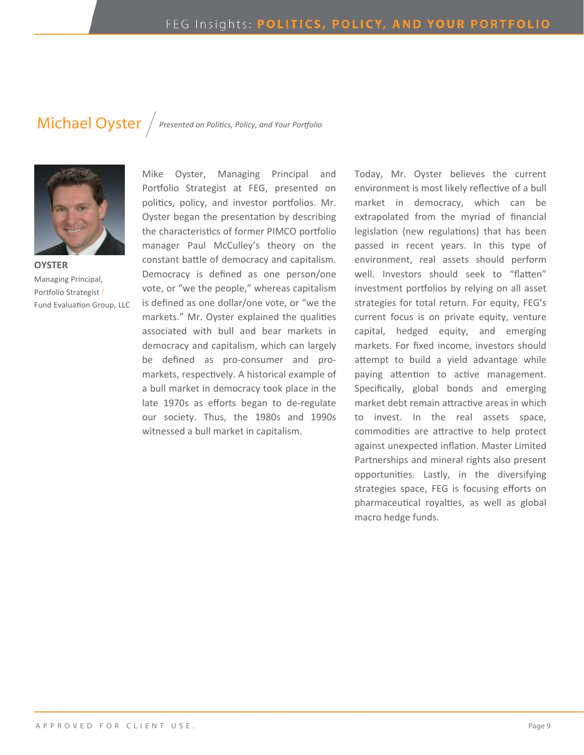## Michael Oyster

*Presented on Politics, Policy, and Your Portfolio*

**OYSTER**
Managing Principal,
Portfolio Strategist /
Fund Evaluation Group, LLC

Mike Oyster, Managing Principal and Portfolio Strategist at FEG, presented on politics, policy, and investor portfolios. Mr. Oyster began the presentation by describing the characteristics of former PIMCO portfolio manager Paul McCulley's theory on the constant battle of democracy and capitalism. Democracy is defined as one person/one vote, or "we the people," whereas capitalism is defined as one dollar/one vote, or "we the markets." Mr. Oyster explained the qualities associated with bull and bear markets in democracy and capitalism, which can largely be defined as pro-consumer and pro-markets, respectively. A historical example of a bull market in democracy took place in the late 1970s as efforts began to de-regulate our society. Thus, the 1980s and 1990s witnessed a bull market in capitalism.

Today, Mr. Oyster believes the current environment is most likely reflective of a bull market in democracy, which can be extrapolated from the myriad of financial legislation (new regulations) that has been passed in recent years. In this type of environment, real assets should perform well. Investors should seek to "flatten" investment portfolios by relying on all asset strategies for total return. For equity, FEG's current focus is on private equity, venture capital, hedged equity, and emerging markets. For fixed income, investors should attempt to build a yield advantage while paying attention to active management. Specifically, global bonds and emerging market debt remain attractive areas in which to invest. In the real assets space, commodities are attractive to help protect against unexpected inflation. Master Limited Partnerships and mineral rights also present opportunities. Lastly, in the diversifying strategies space, FEG is focusing efforts on pharmaceutical royalties, as well as global macro hedge funds.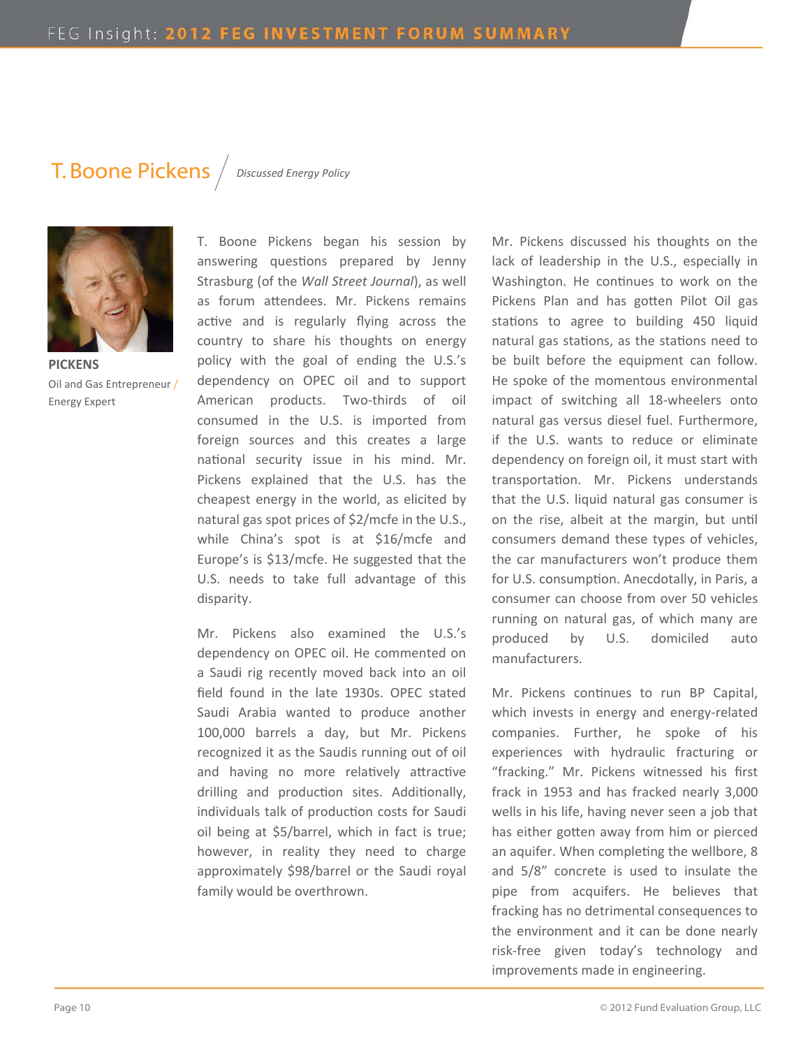## T. Boone Pickens / *Discussed Energy Policy*

**PICKENS**
Oil and Gas Entrepreneur / Energy Expert

T. Boone Pickens began his session by answering questions prepared by Jenny Strasburg (of the *Wall Street Journal*), as well as forum attendees. Mr. Pickens remains active and is regularly flying across the country to share his thoughts on energy policy with the goal of ending the U.S.'s dependency on OPEC oil and to support American products. Two-thirds of oil consumed in the U.S. is imported from foreign sources and this creates a large national security issue in his mind. Mr. Pickens explained that the U.S. has the cheapest energy in the world, as elicited by natural gas spot prices of $2/mcfe in the U.S., while China's spot is at $16/mcfe and Europe's is $13/mcfe. He suggested that the U.S. needs to take full advantage of this disparity.

Mr. Pickens also examined the U.S.'s dependency on OPEC oil. He commented on a Saudi rig recently moved back into an oil field found in the late 1930s. OPEC stated Saudi Arabia wanted to produce another 100,000 barrels a day, but Mr. Pickens recognized it as the Saudis running out of oil and having no more relatively attractive drilling and production sites. Additionally, individuals talk of production costs for Saudi oil being at $5/barrel, which in fact is true; however, in reality they need to charge approximately $98/barrel or the Saudi royal family would be overthrown.

Mr. Pickens discussed his thoughts on the lack of leadership in the U.S., especially in Washington. He continues to work on the Pickens Plan and has gotten Pilot Oil gas stations to agree to building 450 liquid natural gas stations, as the stations need to be built before the equipment can follow. He spoke of the momentous environmental impact of switching all 18-wheelers onto natural gas versus diesel fuel. Furthermore, if the U.S. wants to reduce or eliminate dependency on foreign oil, it must start with transportation. Mr. Pickens understands that the U.S. liquid natural gas consumer is on the rise, albeit at the margin, but until consumers demand these types of vehicles, the car manufacturers won't produce them for U.S. consumption. Anecdotally, in Paris, a consumer can choose from over 50 vehicles running on natural gas, of which many are produced by U.S. domiciled auto manufacturers.

Mr. Pickens continues to run BP Capital, which invests in energy and energy-related companies. Further, he spoke of his experiences with hydraulic fracturing or "fracking." Mr. Pickens witnessed his first frack in 1953 and has fracked nearly 3,000 wells in his life, having never seen a job that has either gotten away from him or pierced an aquifer. When completing the wellbore, 8 and 5/8" concrete is used to insulate the pipe from acquifers. He believes that fracking has no detrimental consequences to the environment and it can be done nearly risk-free given today's technology and improvements made in engineering.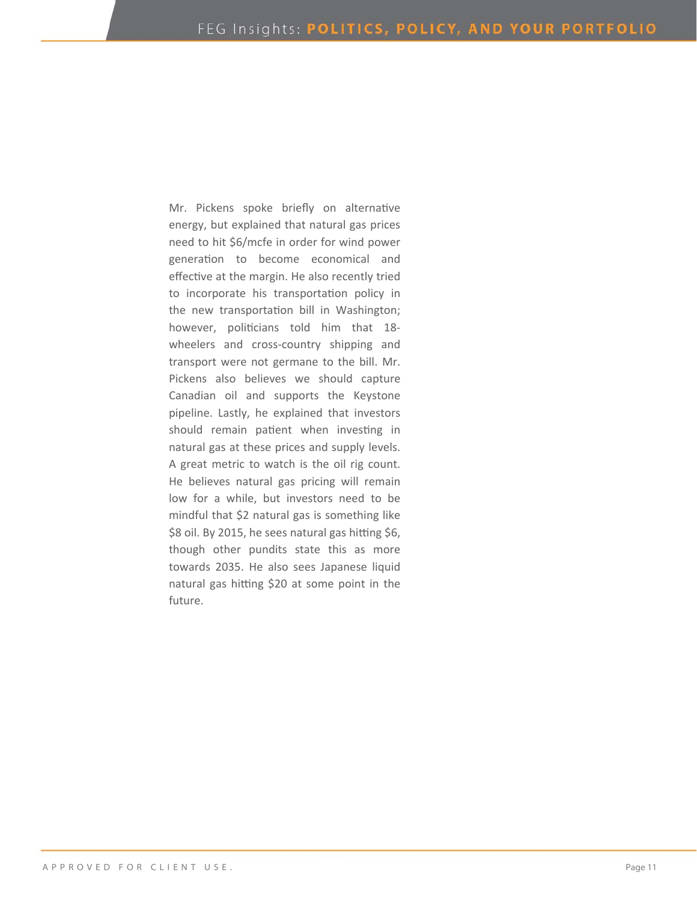Mr. Pickens spoke briefly on alternative energy, but explained that natural gas prices need to hit $6/mcfe in order for wind power generation to become economical and effective at the margin. He also recently tried to incorporate his transportation policy in the new transportation bill in Washington; however, politicians told him that 18-wheelers and cross-country shipping and transport were not germane to the bill. Mr. Pickens also believes we should capture Canadian oil and supports the Keystone pipeline. Lastly, he explained that investors should remain patient when investing in natural gas at these prices and supply levels. A great metric to watch is the oil rig count. He believes natural gas pricing will remain low for a while, but investors need to be mindful that $2 natural gas is something like $8 oil. By 2015, he sees natural gas hitting $6, though other pundits state this as more towards 2035. He also sees Japanese liquid natural gas hitting $20 at some point in the future.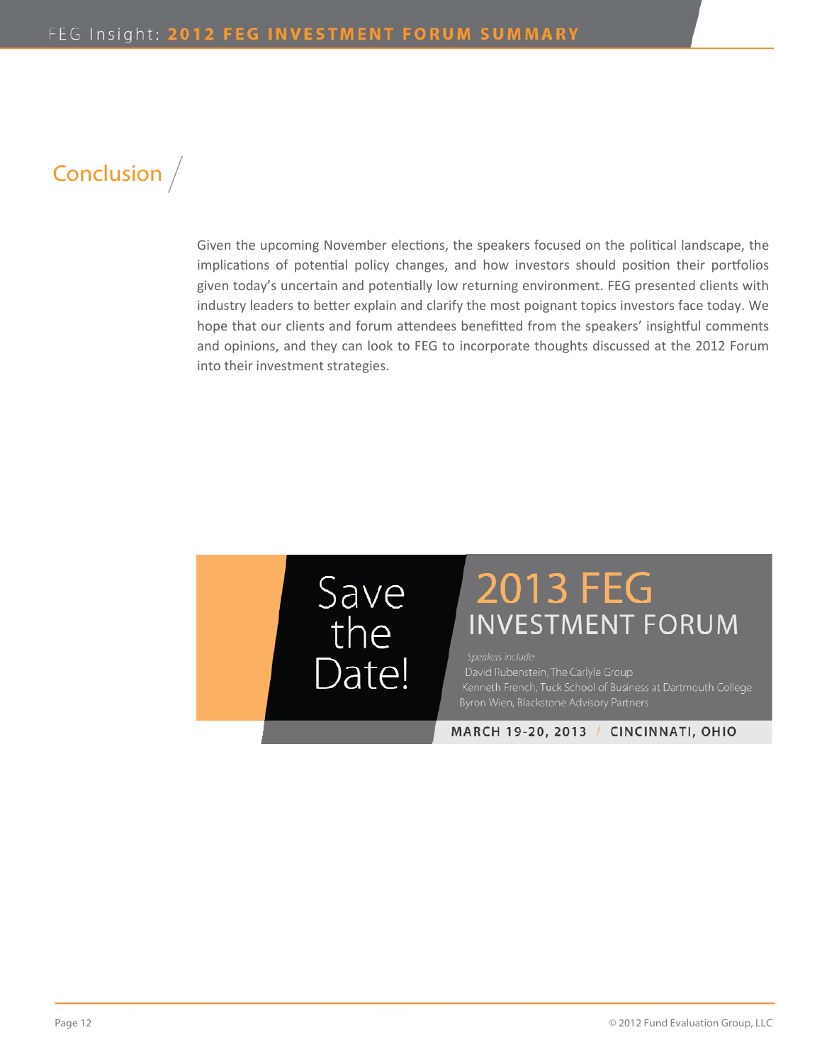## Conclusion

Given the upcoming November elections, the speakers focused on the political landscape, the implications of potential policy changes, and how investors should position their portfolios given today's uncertain and potentially low returning environment. FEG presented clients with industry leaders to better explain and clarify the most poignant topics investors face today. We hope that our clients and forum attendees benefitted from the speakers' insightful comments and opinions, and they can look to FEG to incorporate thoughts discussed at the 2012 Forum into their investment strategies.

**Save the Date!**

**2013 FEG INVESTMENT FORUM**

*Speakers include:*

David Rubenstein, The Carlyle Group
Kenneth French, Tuck School of Business at Dartmouth College
Byron Wien, Blackstone Advisory Partners

**MARCH 19-20, 2013 / CINCINNATI, OHIO**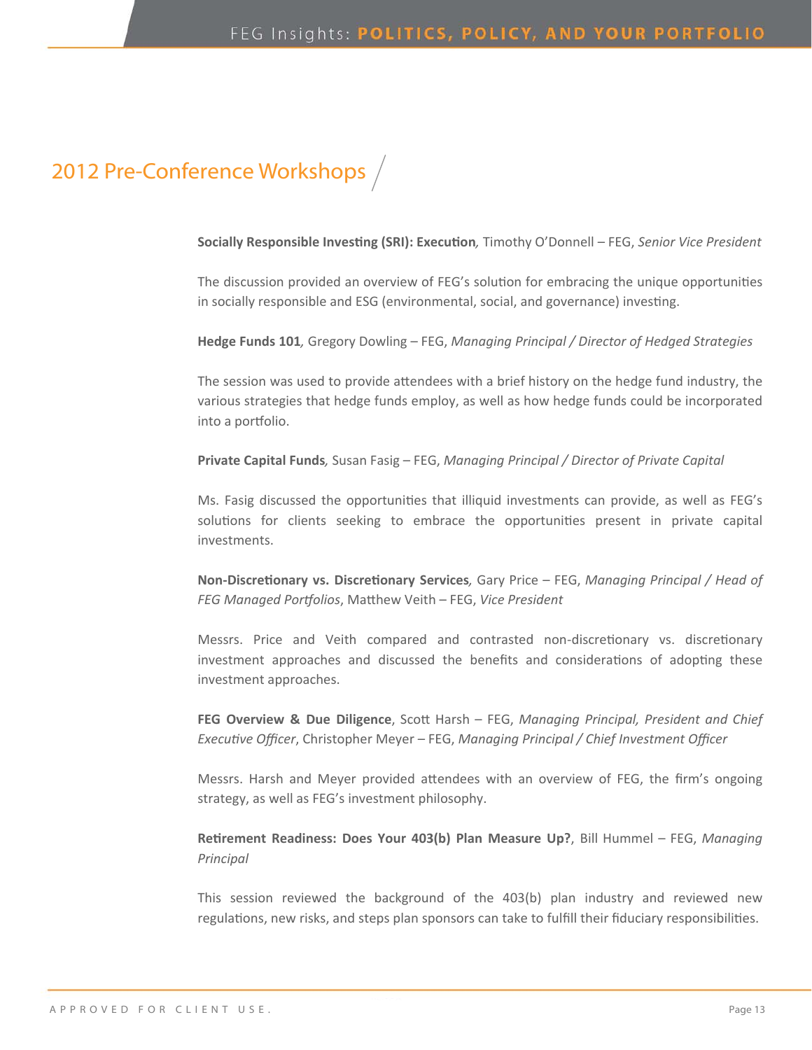## 2012 Pre-Conference Workshops

**Socially Responsible Investing (SRI): Execution***,* Timothy O'Donnell – FEG, *Senior Vice President*

The discussion provided an overview of FEG's solution for embracing the unique opportunities in socially responsible and ESG (environmental, social, and governance) investing.

**Hedge Funds 101***,* Gregory Dowling – FEG, *Managing Principal / Director of Hedged Strategies*

The session was used to provide attendees with a brief history on the hedge fund industry, the various strategies that hedge funds employ, as well as how hedge funds could be incorporated into a portfolio.

**Private Capital Funds***,* Susan Fasig – FEG, *Managing Principal / Director of Private Capital*

Ms. Fasig discussed the opportunities that illiquid investments can provide, as well as FEG's solutions for clients seeking to embrace the opportunities present in private capital investments.

**Non-Discretionary vs. Discretionary Services***,* Gary Price – FEG, *Managing Principal / Head of FEG Managed Portfolios*, Matthew Veith – FEG, *Vice President*

Messrs. Price and Veith compared and contrasted non-discretionary vs. discretionary investment approaches and discussed the benefits and considerations of adopting these investment approaches.

**FEG Overview & Due Diligence**, Scott Harsh – FEG, *Managing Principal, President and Chief Executive Officer*, Christopher Meyer – FEG, *Managing Principal / Chief Investment Officer*

Messrs. Harsh and Meyer provided attendees with an overview of FEG, the firm's ongoing strategy, as well as FEG's investment philosophy.

**Retirement Readiness: Does Your 403(b) Plan Measure Up?**, Bill Hummel – FEG, *Managing Principal*

This session reviewed the background of the 403(b) plan industry and reviewed new regulations, new risks, and steps plan sponsors can take to fulfill their fiduciary responsibilities.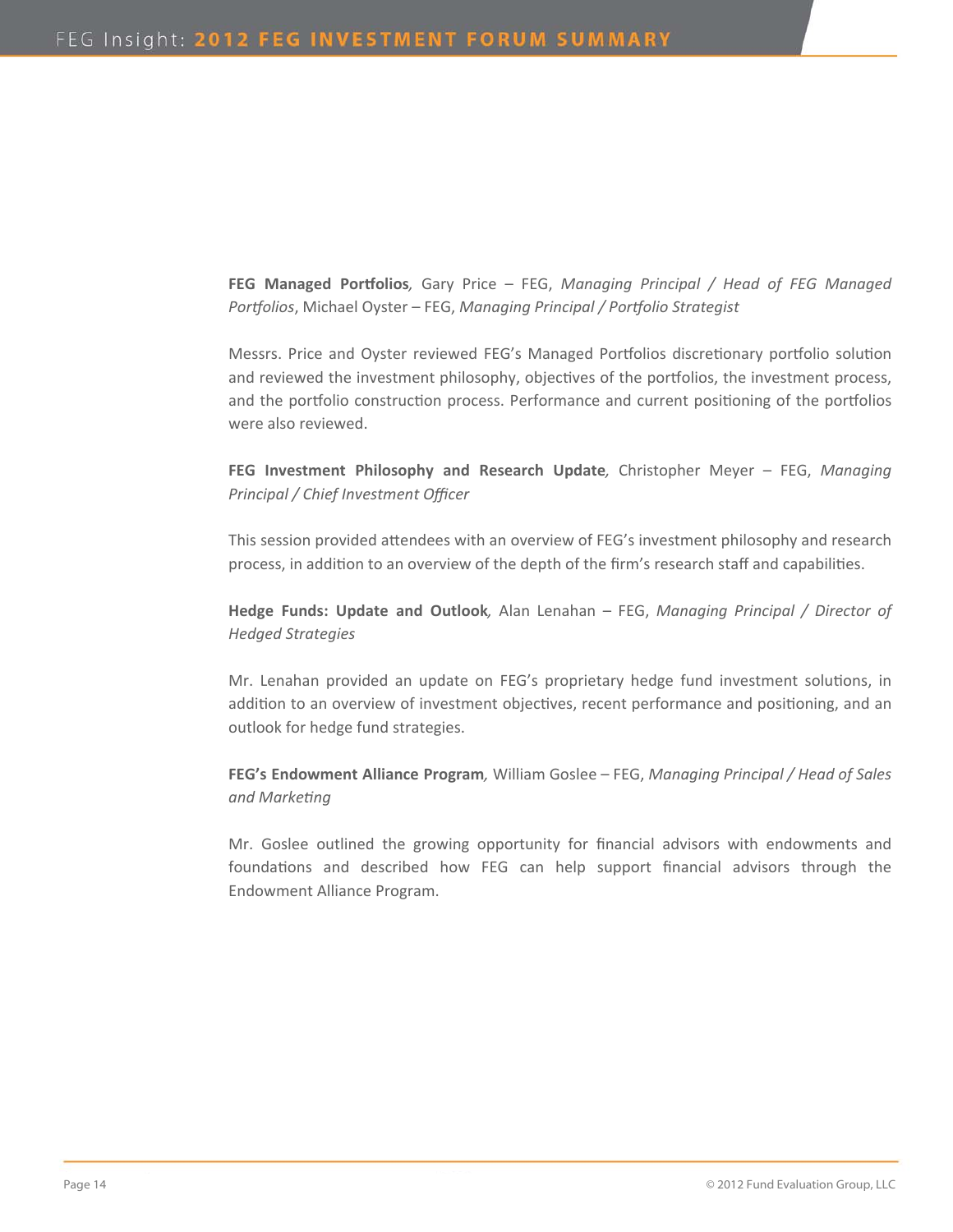**FEG Managed Portfolios***,* Gary Price – FEG, *Managing Principal / Head of FEG Managed Portfolios*, Michael Oyster – FEG, *Managing Principal / Portfolio Strategist*

Messrs. Price and Oyster reviewed FEG's Managed Portfolios discretionary portfolio solution and reviewed the investment philosophy, objectives of the portfolios, the investment process, and the portfolio construction process. Performance and current positioning of the portfolios were also reviewed.

**FEG Investment Philosophy and Research Update***,* Christopher Meyer – FEG, *Managing Principal / Chief Investment Officer*

This session provided attendees with an overview of FEG's investment philosophy and research process, in addition to an overview of the depth of the firm's research staff and capabilities.

**Hedge Funds: Update and Outlook***,* Alan Lenahan – FEG, *Managing Principal / Director of Hedged Strategies*

Mr. Lenahan provided an update on FEG's proprietary hedge fund investment solutions, in addition to an overview of investment objectives, recent performance and positioning, and an outlook for hedge fund strategies.

**FEG's Endowment Alliance Program***,* William Goslee – FEG, *Managing Principal / Head of Sales and Marketing*

Mr. Goslee outlined the growing opportunity for financial advisors with endowments and foundations and described how FEG can help support financial advisors through the Endowment Alliance Program.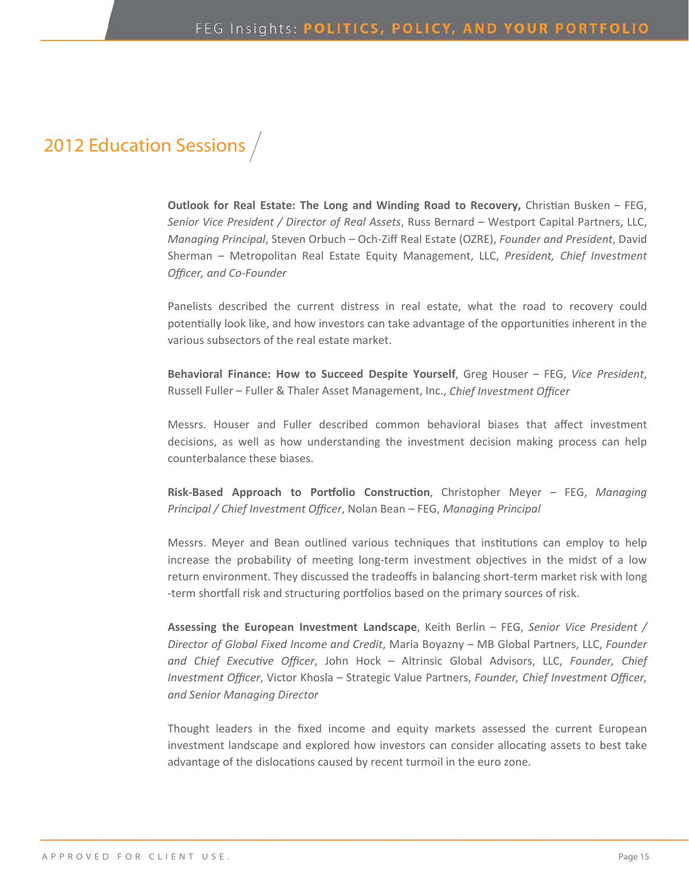## 2012 Education Sessions

**Outlook for Real Estate: The Long and Winding Road to Recovery,** Christian Busken – FEG, *Senior Vice President / Director of Real Assets*, Russ Bernard – Westport Capital Partners, LLC, *Managing Principal*, Steven Orbuch – Och-Ziff Real Estate (OZRE), *Founder and President*, David Sherman – Metropolitan Real Estate Equity Management, LLC, *President, Chief Investment Officer, and Co-Founder*

Panelists described the current distress in real estate, what the road to recovery could potentially look like, and how investors can take advantage of the opportunities inherent in the various subsectors of the real estate market.

**Behavioral Finance: How to Succeed Despite Yourself**, Greg Houser – FEG, *Vice President*, Russell Fuller – Fuller & Thaler Asset Management, Inc., *Chief Investment Officer*

Messrs. Houser and Fuller described common behavioral biases that affect investment decisions, as well as how understanding the investment decision making process can help counterbalance these biases.

**Risk-Based Approach to Portfolio Construction**, Christopher Meyer – FEG, *Managing Principal / Chief Investment Officer*, Nolan Bean – FEG, *Managing Principal*

Messrs. Meyer and Bean outlined various techniques that institutions can employ to help increase the probability of meeting long-term investment objectives in the midst of a low return environment. They discussed the tradeoffs in balancing short-term market risk with long-term shortfall risk and structuring portfolios based on the primary sources of risk.

**Assessing the European Investment Landscape**, Keith Berlin – FEG, *Senior Vice President / Director of Global Fixed Income and Credit*, Maria Boyazny – MB Global Partners, LLC, *Founder and Chief Executive Officer*, John Hock – Altrinsic Global Advisors, LLC, *Founder, Chief Investment Officer*, Victor Khosla – Strategic Value Partners, *Founder, Chief Investment Officer, and Senior Managing Director*

Thought leaders in the fixed income and equity markets assessed the current European investment landscape and explored how investors can consider allocating assets to best take advantage of the dislocations caused by recent turmoil in the euro zone.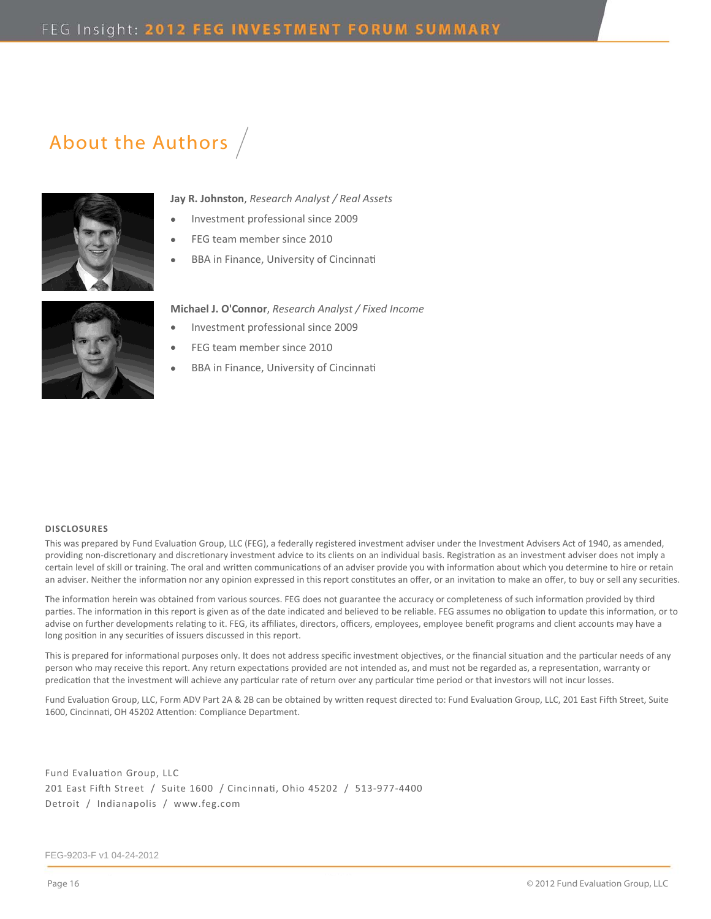## About the Authors

**Jay R. Johnston**, *Research Analyst / Real Assets*

- Investment professional since 2009
- FEG team member since 2010
- BBA in Finance, University of Cincinnati

**Michael J. O'Connor**, *Research Analyst / Fixed Income*

- Investment professional since 2009
- FEG team member since 2010
- BBA in Finance, University of Cincinnati

**DISCLOSURES**

This was prepared by Fund Evaluation Group, LLC (FEG), a federally registered investment adviser under the Investment Advisers Act of 1940, as amended, providing non-discretionary and discretionary investment advice to its clients on an individual basis. Registration as an investment adviser does not imply a certain level of skill or training. The oral and written communications of an adviser provide you with information about which you determine to hire or retain an adviser. Neither the information nor any opinion expressed in this report constitutes an offer, or an invitation to make an offer, to buy or sell any securities.

The information herein was obtained from various sources. FEG does not guarantee the accuracy or completeness of such information provided by third parties. The information in this report is given as of the date indicated and believed to be reliable. FEG assumes no obligation to update this information, or to advise on further developments relating to it. FEG, its affiliates, directors, officers, employees, employee benefit programs and client accounts may have a long position in any securities of issuers discussed in this report.

This is prepared for informational purposes only. It does not address specific investment objectives, or the financial situation and the particular needs of any person who may receive this report. Any return expectations provided are not intended as, and must not be regarded as, a representation, warranty or predication that the investment will achieve any particular rate of return over any particular time period or that investors will not incur losses.

Fund Evaluation Group, LLC, Form ADV Part 2A & 2B can be obtained by written request directed to: Fund Evaluation Group, LLC, 201 East Fifth Street, Suite 1600, Cincinnati, OH 45202 Attention: Compliance Department.

Fund Evaluation Group, LLC
201 East Fifth Street / Suite 1600 / Cincinnati, Ohio 45202 / 513-977-4400
Detroit / Indianapolis / www.feg.com

FEG-9203-F v1 04-24-2012